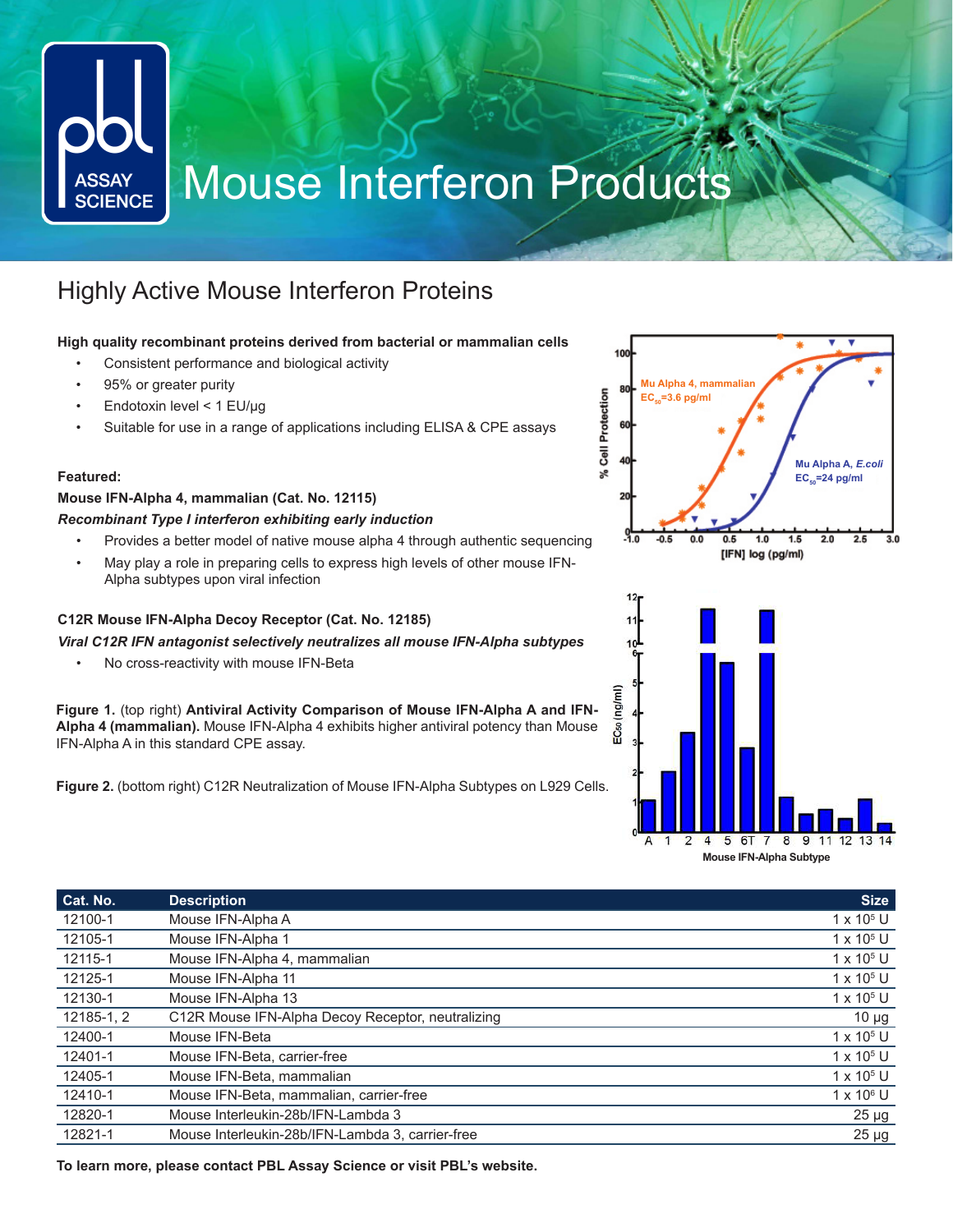# Mouse Interferon Products

## Highly Active Mouse Interferon Proteins

**High quality recombinant proteins derived from bacterial or mammalian cells**

- Consistent performance and biological activity
- 95% or greater purity
- Endotoxin level < 1 EU/µg
- Suitable for use in a range of applications including ELISA & CPE assays

**Featured:**

**Mouse IFN-Alpha 4, mammalian (Cat. No. 12115)**

***Recombinant Type I interferon exhibiting early induction***

- Provides a better model of native mouse alpha 4 through authentic sequencing
- May play a role in preparing cells to express high levels of other mouse IFN-Alpha subtypes upon viral infection

**C12R Mouse IFN-Alpha Decoy Receptor (Cat. No. 12185)**

***Viral C12R IFN antagonist selectively neutralizes all mouse IFN-Alpha subtypes***

- No cross-reactivity with mouse IFN-Beta

**Figure 1.** (top right) **Antiviral Activity Comparison of Mouse IFN-Alpha A and IFN-Alpha 4 (mammalian).** Mouse IFN-Alpha 4 exhibits higher antiviral potency than Mouse IFN-Alpha A in this standard CPE assay.

**Figure 2.** (bottom right) C12R Neutralization of Mouse IFN-Alpha Subtypes on L929 Cells.

| Cat. No. | Description | Size |
|---|---|---|
| 12100-1 | Mouse IFN-Alpha A | 1 x $10^5$ U |
| 12105-1 | Mouse IFN-Alpha 1 | 1 x $10^5$ U |
| 12115-1 | Mouse IFN-Alpha 4, mammalian | 1 x $10^5$ U |
| 12125-1 | Mouse IFN-Alpha 11 | 1 x $10^5$ U |
| 12130-1 | Mouse IFN-Alpha 13 | 1 x $10^5$ U |
| 12185-1, 2 | C12R Mouse IFN-Alpha Decoy Receptor, neutralizing | 10 µg |
| 12400-1 | Mouse IFN-Beta | 1 x $10^5$ U |
| 12401-1 | Mouse IFN-Beta, carrier-free | 1 x $10^5$ U |
| 12405-1 | Mouse IFN-Beta, mammalian | 1 x $10^5$ U |
| 12410-1 | Mouse IFN-Beta, mammalian, carrier-free | 1 x $10^6$ U |
| 12820-1 | Mouse Interleukin-28b/IFN-Lambda 3 | 25 µg |
| 12821-1 | Mouse Interleukin-28b/IFN-Lambda 3, carrier-free | 25 µg |

**To learn more, please contact PBL Assay Science or visit PBL's website.**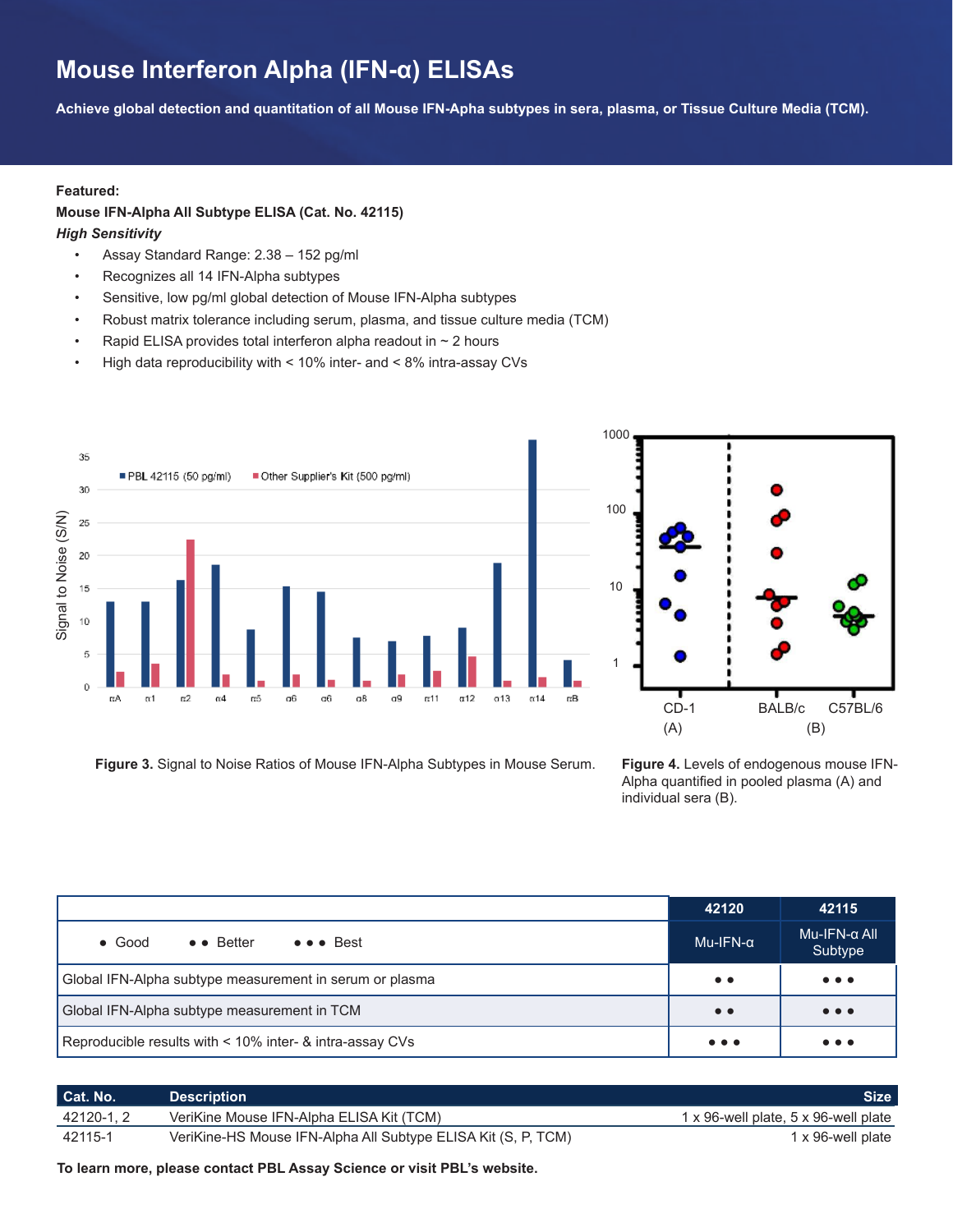# Mouse Interferon Alpha (IFN-α) ELISAs

**Achieve global detection and quantitation of all Mouse IFN-Apha subtypes in sera, plasma, or Tissue Culture Media (TCM).**

**Featured:**

**Mouse IFN-Alpha All Subtype ELISA (Cat. No. 42115)**

***High Sensitivity***

- Assay Standard Range: 2.38 – 152 pg/ml
- Recognizes all 14 IFN-Alpha subtypes
- Sensitive, low pg/ml global detection of Mouse IFN-Alpha subtypes
- Robust matrix tolerance including serum, plasma, and tissue culture media (TCM)
- Rapid ELISA provides total interferon alpha readout in ~ 2 hours
- High data reproducibility with < 10% inter- and < 8% intra-assay CVs

**Figure 3.** Signal to Noise Ratios of Mouse IFN-Alpha Subtypes in Mouse Serum.

**Figure 4.** Levels of endogenous mouse IFN-Alpha quantified in pooled plasma (A) and individual sera (B).

| • Good &nbsp;&nbsp; • • Better &nbsp;&nbsp; • • • Best | 42120<br>Mu-IFN-α | 42115<br>Mu-IFN-α All Subtype |
|---|---|---|
| Global IFN-Alpha subtype measurement in serum or plasma | • • | • • • |
| Global IFN-Alpha subtype measurement in TCM | • • | • • • |
| Reproducible results with < 10% inter- & intra-assay CVs | • • • | • • • |

| Cat. No. | Description | Size |
|---|---|---|
| 42120-1, 2 | VeriKine Mouse IFN-Alpha ELISA Kit (TCM) | 1 x 96-well plate, 5 x 96-well plate |
| 42115-1 | VeriKine-HS Mouse IFN-Alpha All Subtype ELISA Kit (S, P, TCM) | 1 x 96-well plate |

**To learn more, please contact PBL Assay Science or visit PBL's website.**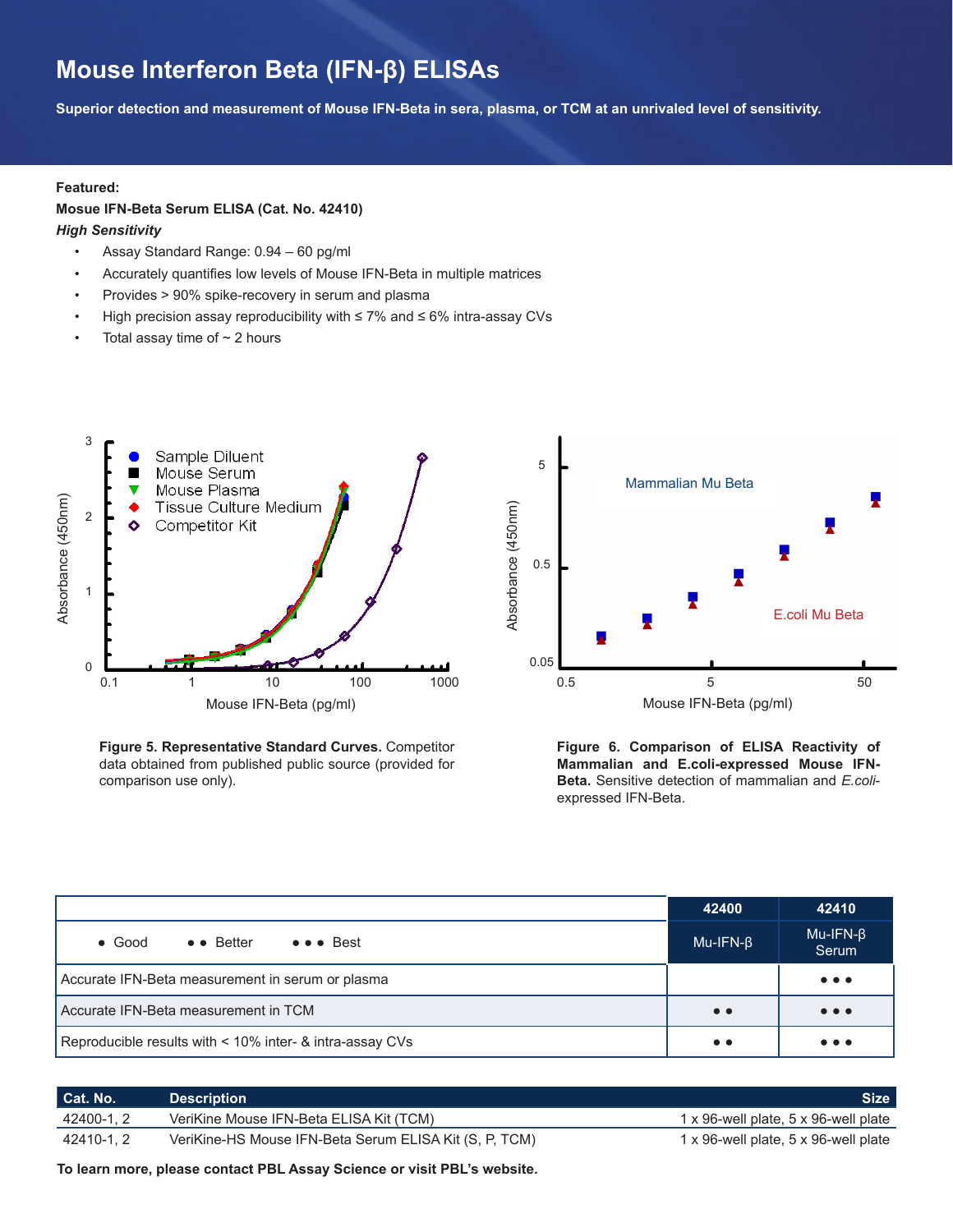# Mouse Interferon Beta (IFN-β) ELISAs

**Superior detection and measurement of Mouse IFN-Beta in sera, plasma, or TCM at an unrivaled level of sensitivity.**

**Featured:**

**Mosue IFN-Beta Serum ELISA (Cat. No. 42410)**

***High Sensitivity***

- Assay Standard Range: 0.94 – 60 pg/ml
- Accurately quantifies low levels of Mouse IFN-Beta in multiple matrices
- Provides > 90% spike-recovery in serum and plasma
- High precision assay reproducibility with ≤ 7% and ≤ 6% intra-assay CVs
- Total assay time of ~ 2 hours

**Figure 5. Representative Standard Curves.** Competitor data obtained from published public source (provided for comparison use only).

**Figure 6. Comparison of ELISA Reactivity of Mammalian and E.coli-expressed Mouse IFN-Beta.** Sensitive detection of mammalian and *E.coli*-expressed IFN-Beta.

| • Good &nbsp;&nbsp; • • Better &nbsp;&nbsp; • • • Best | **42400** Mu-IFN-β | **42410** Mu-IFN-β Serum |
|---|---|---|
| Accurate IFN-Beta measurement in serum or plasma | | • • • |
| Accurate IFN-Beta measurement in TCM | • • | • • • |
| Reproducible results with < 10% inter- & intra-assay CVs | • • | • • • |

| Cat. No. | Description | Size |
|---|---|---|
| 42400-1, 2 | VeriKine Mouse IFN-Beta ELISA Kit (TCM) | 1 x 96-well plate, 5 x 96-well plate |
| 42410-1, 2 | VeriKine-HS Mouse IFN-Beta Serum ELISA Kit (S, P, TCM) | 1 x 96-well plate, 5 x 96-well plate |

**To learn more, please contact PBL Assay Science or visit PBL's website.**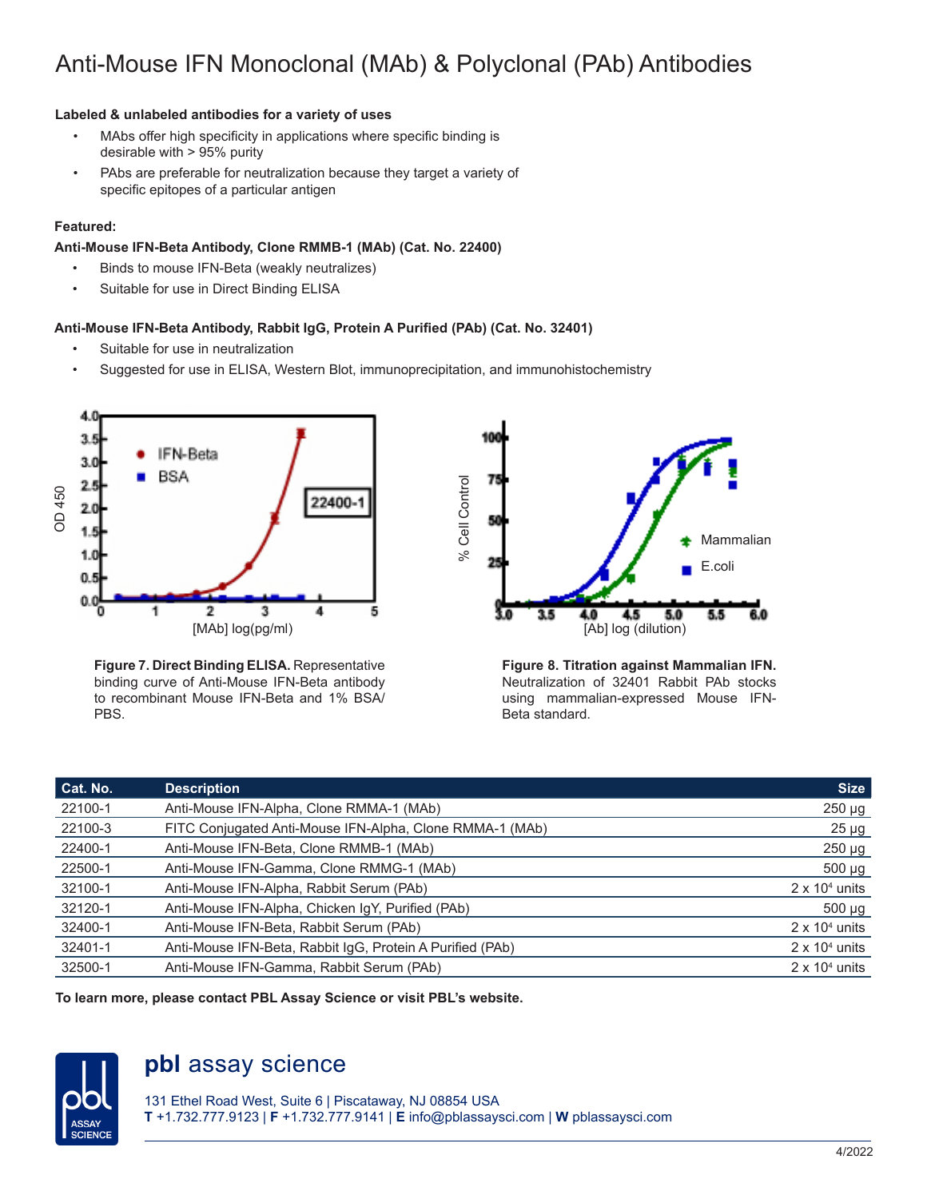# Anti-Mouse IFN Monoclonal (MAb) & Polyclonal (PAb) Antibodies

**Labeled & unlabeled antibodies for a variety of uses**

- MAbs offer high specificity in applications where specific binding is desirable with > 95% purity
- PAbs are preferable for neutralization because they target a variety of specific epitopes of a particular antigen

**Featured:**

**Anti-Mouse IFN-Beta Antibody, Clone RMMB-1 (MAb) (Cat. No. 22400)**

- Binds to mouse IFN-Beta (weakly neutralizes)
- Suitable for use in Direct Binding ELISA

**Anti-Mouse IFN-Beta Antibody, Rabbit IgG, Protein A Purified (PAb) (Cat. No. 32401)**

- Suitable for use in neutralization
- Suggested for use in ELISA, Western Blot, immunoprecipitation, and immunohistochemistry

OD 450
4.0
3.5
3.0
2.5
2.0
1.5
1.0
0.5
0.0
0
1
2
3
4
5
[MAb] log(pg/ml)
IFN-Beta
BSA
22400-1

**Figure 7. Direct Binding ELISA.** Representative binding curve of Anti-Mouse IFN-Beta antibody to recombinant Mouse IFN-Beta and 1% BSA/PBS.

% Cell Control
100
75
50
25
0
3.0
3.5
4.0
4.5
5.0
5.5
6.0
[Ab] log (dilution)
Mammalian
E.coli

**Figure 8. Titration against Mammalian IFN.** Neutralization of 32401 Rabbit PAb stocks using mammalian-expressed Mouse IFN-Beta standard.

| Cat. No. | Description | Size |
|---|---|---|
| 22100-1 | Anti-Mouse IFN-Alpha, Clone RMMA-1 (MAb) | 250 µg |
| 22100-3 | FITC Conjugated Anti-Mouse IFN-Alpha, Clone RMMA-1 (MAb) | 25 µg |
| 22400-1 | Anti-Mouse IFN-Beta, Clone RMMB-1 (MAb) | 250 µg |
| 22500-1 | Anti-Mouse IFN-Gamma, Clone RMMG-1 (MAb) | 500 µg |
| 32100-1 | Anti-Mouse IFN-Alpha, Rabbit Serum (PAb) | 2 x $10^4$ units |
| 32120-1 | Anti-Mouse IFN-Alpha, Chicken IgY, Purified (PAb) | 500 µg |
| 32400-1 | Anti-Mouse IFN-Beta, Rabbit Serum (PAb) | 2 x $10^4$ units |
| 32401-1 | Anti-Mouse IFN-Beta, Rabbit IgG, Protein A Purified (PAb) | 2 x $10^4$ units |
| 32500-1 | Anti-Mouse IFN-Gamma, Rabbit Serum (PAb) | 2 x $10^4$ units |

**To learn more, please contact PBL Assay Science or visit PBL's website.**

**pbl** assay science

131 Ethel Road West, Suite 6 | Piscataway, NJ 08854 USA
**T** +1.732.777.9123 | **F** +1.732.777.9141 | **E** info@pblassaysci.com | **W** pblassaysci.com

4/2022